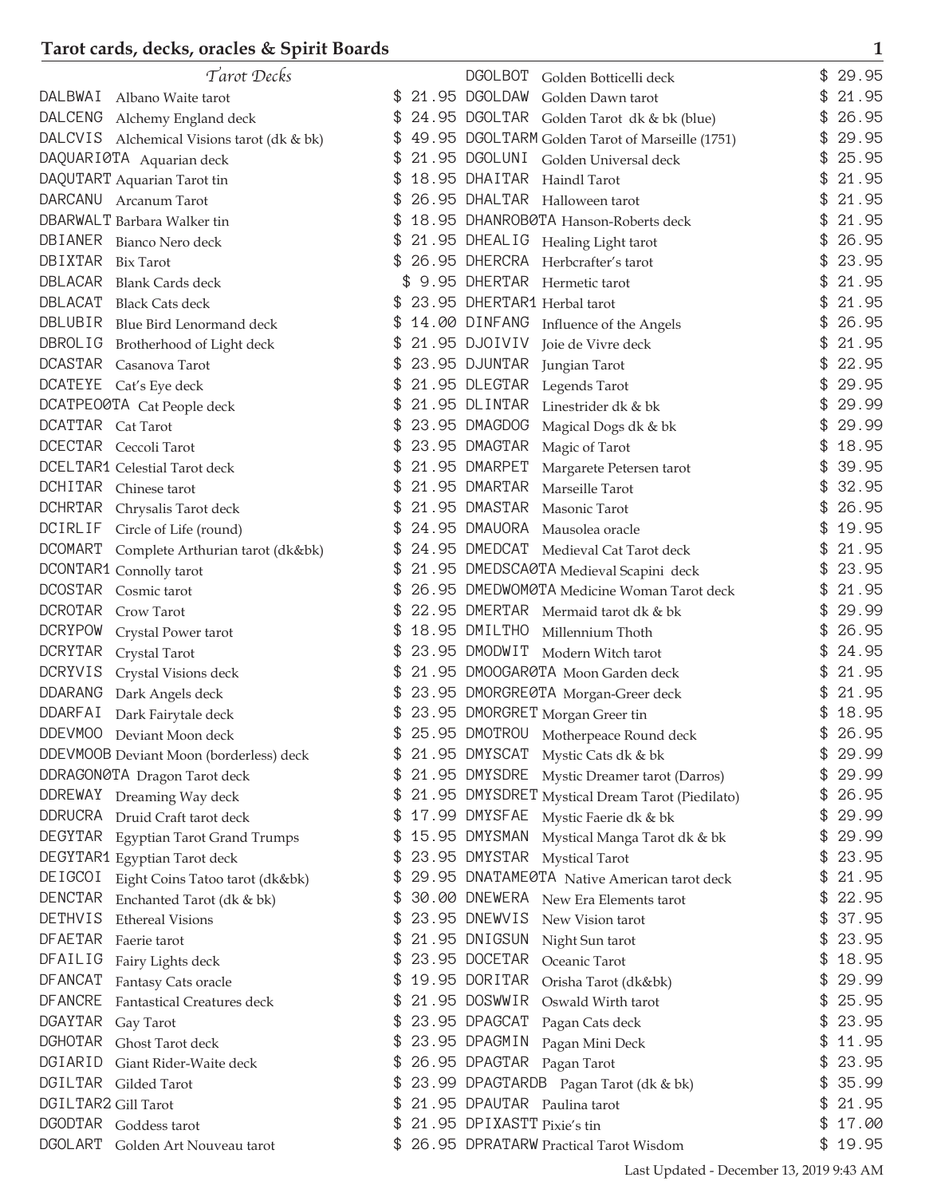# Tarot cards, decks, oracles & Spirit Boards

## *Tarot Decks*

| Code | Description | Price |
|---|---|---|
| DALBWAI | Albano Waite tarot | $ 21.95 |
| DALCENG | Alchemy England deck | $ 24.95 |
| DALCVIS | Alchemical Visions tarot (dk & bk) | $ 49.95 |
| DAQUARI0TA | Aquarian deck | $ 21.95 |
| DAQUTART | Aquarian Tarot tin | $ 18.95 |
| DARCANU | Arcanum Tarot | $ 26.95 |
| DBARWALT | Barbara Walker tin | $ 18.95 |
| DBIANER | Bianco Nero deck | $ 21.95 |
| DBIXTAR | Bix Tarot | $ 26.95 |
| DBLACAR | Blank Cards deck | $ 9.95 |
| DBLACAT | Black Cats deck | $ 23.95 |
| DBLUBIR | Blue Bird Lenormand deck | $ 14.00 |
| DBROLIG | Brotherhood of Light deck | $ 21.95 |
| DCASTAR | Casanova Tarot | $ 23.95 |
| DCATEYE | Cat's Eye deck | $ 21.95 |
| DCATPEO0TA | Cat People deck | $ 21.95 |
| DCATTAR | Cat Tarot | $ 23.95 |
| DCECTAR | Ceccoli Tarot | $ 23.95 |
| DCELTAR1 | Celestial Tarot deck | $ 21.95 |
| DCHITAR | Chinese tarot | $ 21.95 |
| DCHRTAR | Chrysalis Tarot deck | $ 21.95 |
| DCIRLIF | Circle of Life (round) | $ 24.95 |
| DCOMART | Complete Arthurian tarot (dk&bk) | $ 24.95 |
| DCONTAR1 | Connolly tarot | $ 21.95 |
| DCOSTAR | Cosmic tarot | $ 26.95 |
| DCROTAR | Crow Tarot | $ 22.95 |
| DCRYPOW | Crystal Power tarot | $ 18.95 |
| DCRYTAR | Crystal Tarot | $ 23.95 |
| DCRYVIS | Crystal Visions deck | $ 21.95 |
| DDARANG | Dark Angels deck | $ 23.95 |
| DDARFAI | Dark Fairytale deck | $ 23.95 |
| DDEVMOO | Deviant Moon deck | $ 25.95 |
| DDEVMOOB | Deviant Moon (borderless) deck | $ 21.95 |
| DDRAGON0TA | Dragon Tarot deck | $ 21.95 |
| DDREWAY | Dreaming Way deck | $ 21.95 |
| DDRUCRA | Druid Craft tarot deck | $ 17.99 |
| DEGYTAR | Egyptian Tarot Grand Trumps | $ 15.95 |
| DEGYTAR1 | Egyptian Tarot deck | $ 23.95 |
| DEIGCOI | Eight Coins Tatoo tarot (dk&bk) | $ 29.95 |
| DENCTAR | Enchanted Tarot (dk & bk) | $ 30.00 |
| DETHVIS | Ethereal Visions | $ 23.95 |
| DFAETAR | Faerie tarot | $ 21.95 |
| DFAILIG | Fairy Lights deck | $ 23.95 |
| DFANCAT | Fantasy Cats oracle | $ 19.95 |
| DFANCRE | Fantastical Creatures deck | $ 21.95 |
| DGAYTAR | Gay Tarot | $ 23.95 |
| DGHOTAR | Ghost Tarot deck | $ 23.95 |
| DGIARID | Giant Rider-Waite deck | $ 26.95 |
| DGILTAR | Gilded Tarot | $ 23.99 |
| DGILTAR2 | Gill Tarot | $ 21.95 |
| DGODTAR | Goddess tarot | $ 21.95 |
| DGOLART | Golden Art Nouveau tarot | $ 26.95 |
| DGOLBOT | Golden Botticelli deck | $ 29.95 |
| DGOLDAW | Golden Dawn tarot | $ 21.95 |
| DGOLTAR | Golden Tarot dk & bk (blue) | $ 26.95 |
| DGOLTARM | Golden Tarot of Marseille (1751) | $ 29.95 |
| DGOLUNI | Golden Universal deck | $ 25.95 |
| DHAITAR | Haindl Tarot | $ 21.95 |
| DHALTAR | Halloween tarot | $ 21.95 |
| DHANROB0TA | Hanson-Roberts deck | $ 21.95 |
| DHEALIG | Healing Light tarot | $ 26.95 |
| DHERCRA | Herbcrafter's tarot | $ 23.95 |
| DHERTAR | Hermetic tarot | $ 21.95 |
| DHERTAR1 | Herbal tarot | $ 21.95 |
| DINFANG | Influence of the Angels | $ 26.95 |
| DJOIVIV | Joie de Vivre deck | $ 21.95 |
| DJUNTAR | Jungian Tarot | $ 22.95 |
| DLEGTAR | Legends Tarot | $ 29.95 |
| DLINTAR | Linestrider dk & bk | $ 29.99 |
| DMAGDOG | Magical Dogs dk & bk | $ 29.99 |
| DMAGTAR | Magic of Tarot | $ 18.95 |
| DMARPET | Margarete Petersen tarot | $ 39.95 |
| DMARTAR | Marseille Tarot | $ 32.95 |
| DMASTAR | Masonic Tarot | $ 26.95 |
| DMAUORA | Mausolea oracle | $ 19.95 |
| DMEDCAT | Medieval Cat Tarot deck | $ 21.95 |
| DMEDSCA0TA | Medieval Scapini deck | $ 23.95 |
| DMEDWOM0TA | Medicine Woman Tarot deck | $ 21.95 |
| DMERTAR | Mermaid tarot dk & bk | $ 29.99 |
| DMILTHO | Millennium Thoth | $ 26.95 |
| DMODWIT | Modern Witch tarot | $ 24.95 |
| DMOOGAR0TA | Moon Garden deck | $ 21.95 |
| DMORGRE0TA | Morgan-Greer deck | $ 21.95 |
| DMORGRET | Morgan Greer tin | $ 18.95 |
| DMOTROU | Motherpeace Round deck | $ 26.95 |
| DMYSCAT | Mystic Cats dk & bk | $ 29.99 |
| DMYSDRE | Mystic Dreamer tarot (Darros) | $ 29.99 |
| DMYSDRET | Mystical Dream Tarot (Piedilato) | $ 26.95 |
| DMYSFAE | Mystic Faerie dk & bk | $ 29.99 |
| DMYSMAN | Mystical Manga Tarot dk & bk | $ 29.99 |
| DMYSTAR | Mystical Tarot | $ 23.95 |
| DNATAME0TA | Native American tarot deck | $ 21.95 |
| DNEWERA | New Era Elements tarot | $ 22.95 |
| DNEWVIS | New Vision tarot | $ 37.95 |
| DNIGSUN | Night Sun tarot | $ 23.95 |
| DOCETAR | Oceanic Tarot | $ 18.95 |
| DORITAR | Orisha Tarot (dk&bk) | $ 29.99 |
| DOSWWIR | Oswald Wirth tarot | $ 25.95 |
| DPAGCAT | Pagan Cats deck | $ 23.95 |
| DPAGMIN | Pagan Mini Deck | $ 11.95 |
| DPAGTAR | Pagan Tarot | $ 23.95 |
| DPAGTARDB | Pagan Tarot (dk & bk) | $ 35.99 |
| DPAUTAR | Paulina tarot | $ 21.95 |
| DPIXASTT | Pixie's tin | $ 17.00 |
| DPRATARW | Practical Tarot Wisdom | $ 19.95 |

Last Updated - December 13, 2019 9:43 AM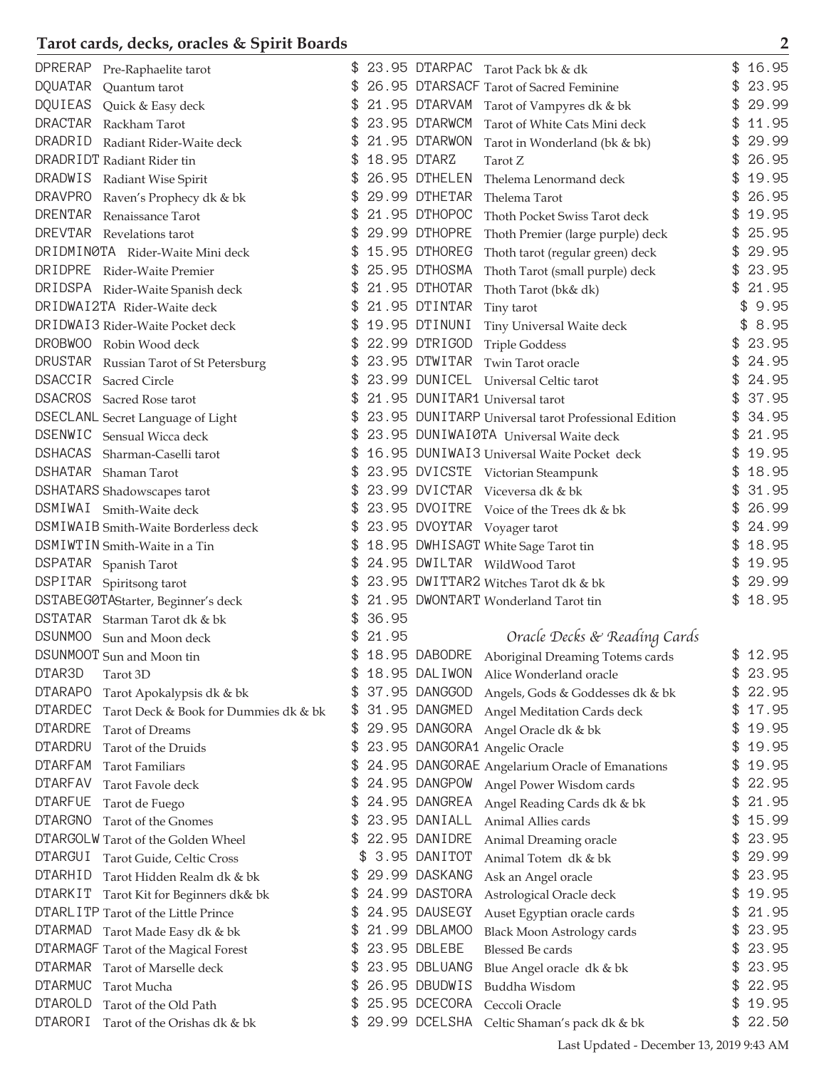## Tarot cards, decks, oracles & Spirit Boards

| Code | Description | Price |
|---|---|---|
| DPRERAP | Pre-Raphaelite tarot | $ 23.95 |
| DQUATAR | Quantum tarot | $ 26.95 |
| DQUIEAS | Quick & Easy deck | $ 21.95 |
| DRACTAR | Rackham Tarot | $ 23.95 |
| DRADRID | Radiant Rider-Waite deck | $ 21.95 |
| DRADRIDT | Radiant Rider tin | $ 18.95 |
| DRADWIS | Radiant Wise Spirit | $ 26.95 |
| DRAVPRO | Raven's Prophecy dk & bk | $ 29.99 |
| DRENTAR | Renaissance Tarot | $ 21.95 |
| DREVTAR | Revelations tarot | $ 29.99 |
| DRIDMIN0TA | Rider-Waite Mini deck | $ 15.95 |
| DRIDPRE | Rider-Waite Premier | $ 25.95 |
| DRIDSPA | Rider-Waite Spanish deck | $ 21.95 |
| DRIDWAI2TA | Rider-Waite deck | $ 21.95 |
| DRIDWAI3 | Rider-Waite Pocket deck | $ 19.95 |
| DROBWOO | Robin Wood deck | $ 22.99 |
| DRUSTAR | Russian Tarot of St Petersburg | $ 23.95 |
| DSACCIR | Sacred Circle | $ 23.99 |
| DSACROS | Sacred Rose tarot | $ 21.95 |
| DSECLANL | Secret Language of Light | $ 23.95 |
| DSENWIC | Sensual Wicca deck | $ 23.95 |
| DSHACAS | Sharman-Caselli tarot | $ 16.95 |
| DSHATAR | Shaman Tarot | $ 23.95 |
| DSHATARS | Shadowscapes tarot | $ 23.99 |
| DSMIWAI | Smith-Waite deck | $ 23.95 |
| DSMIWAIB | Smith-Waite Borderless deck | $ 23.95 |
| DSMIWTIN | Smith-Waite in a Tin | $ 18.95 |
| DSPATAR | Spanish Tarot | $ 24.95 |
| DSPITAR | Spiritsong tarot | $ 23.95 |
| DSTABEG0TA | Starter, Beginner's deck | $ 21.95 |
| DSTATAR | Starman Tarot dk & bk | $ 36.95 |
| DSUNMOO | Sun and Moon deck | $ 21.95 |
| DSUNMOOT | Sun and Moon tin | $ 18.95 |
| DTAR3D | Tarot 3D | $ 18.95 |
| DTARAPO | Tarot Apokalypsis dk & bk | $ 37.95 |
| DTARDEC | Tarot Deck & Book for Dummies dk & bk | $ 31.95 |
| DTARDRE | Tarot of Dreams | $ 29.95 |
| DTARDRU | Tarot of the Druids | $ 23.95 |
| DTARFAM | Tarot Familiars | $ 24.95 |
| DTARFAV | Tarot Favole deck | $ 24.95 |
| DTARFUE | Tarot de Fuego | $ 24.95 |
| DTARGNO | Tarot of the Gnomes | $ 23.95 |
| DTARGOLW | Tarot of the Golden Wheel | $ 22.95 |
| DTARGUI | Tarot Guide, Celtic Cross | $ 3.95 |
| DTARHID | Tarot Hidden Realm dk & bk | $ 29.99 |
| DTARKIT | Tarot Kit for Beginners dk& bk | $ 24.99 |
| DTARLITP | Tarot of the Little Prince | $ 24.95 |
| DTARMAD | Tarot Made Easy dk & bk | $ 21.99 |
| DTARMAGF | Tarot of the Magical Forest | $ 23.95 |
| DTARMAR | Tarot of Marselle deck | $ 23.95 |
| DTARMUC | Tarot Mucha | $ 26.95 |
| DTAROLD | Tarot of the Old Path | $ 25.95 |
| DTARORI | Tarot of the Orishas dk & bk | $ 29.99 |
| DTARPAC | Tarot Pack bk & dk | $ 16.95 |
| DTARSACF | Tarot of Sacred Feminine | $ 23.95 |
| DTARVAM | Tarot of Vampyres dk & bk | $ 29.99 |
| DTARWCM | Tarot of White Cats Mini deck | $ 11.95 |
| DTARWON | Tarot in Wonderland (bk & bk) | $ 29.99 |
| DTARZ | Tarot Z | $ 26.95 |
| DTHELEN | Thelema Lenormand deck | $ 19.95 |
| DTHETAR | Thelema Tarot | $ 26.95 |
| DTHOPOC | Thoth Pocket Swiss Tarot deck | $ 19.95 |
| DTHOPRE | Thoth Premier (large purple) deck | $ 25.95 |
| DTHOREG | Thoth tarot (regular green) deck | $ 29.95 |
| DTHOSMA | Thoth Tarot (small purple) deck | $ 23.95 |
| DTHOTAR | Thoth Tarot (bk& dk) | $ 21.95 |
| DTINTAR | Tiny tarot | $ 9.95 |
| DTINUNI | Tiny Universal Waite deck | $ 8.95 |
| DTRIGOD | Triple Goddess | $ 23.95 |
| DTWITAR | Twin Tarot oracle | $ 24.95 |
| DUNICEL | Universal Celtic tarot | $ 24.95 |
| DUNITAR1 | Universal tarot | $ 37.95 |
| DUNITARP | Universal tarot Professional Edition | $ 34.95 |
| DUNIWAI0TA | Universal Waite deck | $ 21.95 |
| DUNIWAI3 | Universal Waite Pocket deck | $ 19.95 |
| DVICSTE | Victorian Steampunk | $ 18.95 |
| DVICTAR | Viceversa dk & bk | $ 31.95 |
| DVOITRE | Voice of the Trees dk & bk | $ 26.99 |
| DVOYTAR | Voyager tarot | $ 24.99 |
| DWHISAGT | White Sage Tarot tin | $ 18.95 |
| DWILTAR | WildWood Tarot | $ 19.95 |
| DWITTAR2 | Witches Tarot dk & bk | $ 29.99 |
| DWONTART | Wonderland Tarot tin | $ 18.95 |

### *Oracle Decks & Reading Cards*

| Code | Description | Price |
|---|---|---|
| DABODRE | Aboriginal Dreaming Totems cards | $ 12.95 |
| DALIWON | Alice Wonderland oracle | $ 23.95 |
| DANGGOD | Angels, Gods & Goddesses dk & bk | $ 22.95 |
| DANGMED | Angel Meditation Cards deck | $ 17.95 |
| DANGORA | Angel Oracle dk & bk | $ 19.95 |
| DANGORA1 | Angelic Oracle | $ 19.95 |
| DANGORAE | Angelarium Oracle of Emanations | $ 19.95 |
| DANGPOW | Angel Power Wisdom cards | $ 22.95 |
| DANGREA | Angel Reading Cards dk & bk | $ 21.95 |
| DANIALL | Animal Allies cards | $ 15.99 |
| DANIDRE | Animal Dreaming oracle | $ 23.95 |
| DANITOT | Animal Totem dk & bk | $ 29.99 |
| DASKANG | Ask an Angel oracle | $ 23.95 |
| DASTORA | Astrological Oracle deck | $ 19.95 |
| DAUSEGY | Auset Egyptian oracle cards | $ 21.95 |
| DBLAMOO | Black Moon Astrology cards | $ 23.95 |
| DBLEBE | Blessed Be cards | $ 23.95 |
| DBLUANG | Blue Angel oracle dk & bk | $ 23.95 |
| DBUDWIS | Buddha Wisdom | $ 22.95 |
| DCECORA | Ceccoli Oracle | $ 19.95 |
| DCELSHA | Celtic Shaman's pack dk & bk | $ 22.50 |

Last Updated - December 13, 2019 9:43 AM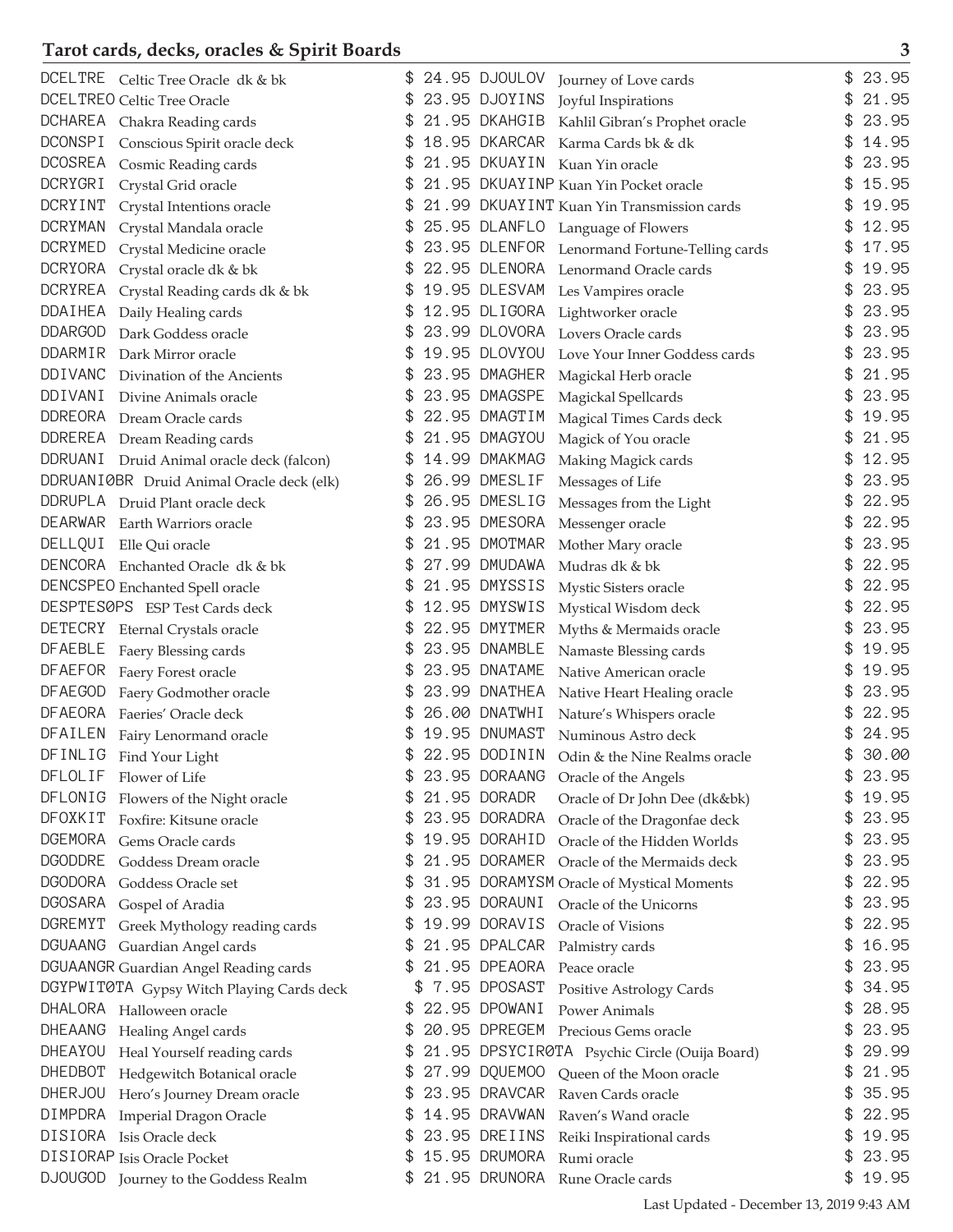## Tarot cards, decks, oracles & Spirit Boards

| Code | Description | Price |
|---|---|---|
| DCELTRE | Celtic Tree Oracle dk & bk | $ 24.95 |
| DCELTREO | Celtic Tree Oracle | $ 23.95 |
| DCHAREA | Chakra Reading cards | $ 21.95 |
| DCONSPI | Conscious Spirit oracle deck | $ 18.95 |
| DCOSREA | Cosmic Reading cards | $ 21.95 |
| DCRYGRI | Crystal Grid oracle | $ 21.95 |
| DCRYINT | Crystal Intentions oracle | $ 21.99 |
| DCRYMAN | Crystal Mandala oracle | $ 25.95 |
| DCRYMED | Crystal Medicine oracle | $ 23.95 |
| DCRYORA | Crystal oracle dk & bk | $ 22.95 |
| DCRYREA | Crystal Reading cards dk & bk | $ 19.95 |
| DDAIHEA | Daily Healing cards | $ 12.95 |
| DDARGOD | Dark Goddess oracle | $ 23.99 |
| DDARMIR | Dark Mirror oracle | $ 19.95 |
| DDIVANC | Divination of the Ancients | $ 23.95 |
| DDIVANI | Divine Animals oracle | $ 23.95 |
| DDREORA | Dream Oracle cards | $ 22.95 |
| DDREREA | Dream Reading cards | $ 21.95 |
| DDRUANI | Druid Animal oracle deck (falcon) | $ 14.99 |
| DDRUANI0BR | Druid Animal Oracle deck (elk) | $ 26.99 |
| DDRUPLA | Druid Plant oracle deck | $ 26.95 |
| DEARWAR | Earth Warriors oracle | $ 23.95 |
| DELLQUI | Elle Qui oracle | $ 21.95 |
| DENCORA | Enchanted Oracle dk & bk | $ 27.99 |
| DENCSPEO | Enchanted Spell oracle | $ 21.95 |
| DESPTES0PS | ESP Test Cards deck | $ 12.95 |
| DETECRY | Eternal Crystals oracle | $ 22.95 |
| DFAEBLE | Faery Blessing cards | $ 23.95 |
| DFAEFOR | Faery Forest oracle | $ 23.95 |
| DFAEGOD | Faery Godmother oracle | $ 23.99 |
| DFAEORA | Faeries' Oracle deck | $ 26.00 |
| DFAILEN | Fairy Lenormand oracle | $ 19.95 |
| DFINLIG | Find Your Light | $ 22.95 |
| DFLOLIF | Flower of Life | $ 23.95 |
| DFLONIG | Flowers of the Night oracle | $ 21.95 |
| DFOXKIT | Foxfire: Kitsune oracle | $ 23.95 |
| DGEMORA | Gems Oracle cards | $ 19.95 |
| DGODDRE | Goddess Dream oracle | $ 21.95 |
| DGODORA | Goddess Oracle set | $ 31.95 |
| DGOSARA | Gospel of Aradia | $ 23.95 |
| DGREMYT | Greek Mythology reading cards | $ 19.99 |
| DGUAANG | Guardian Angel cards | $ 21.95 |
| DGUAANGR | Guardian Angel Reading cards | $ 21.95 |
| DGYPWIT0TA | Gypsy Witch Playing Cards deck | $ 7.95 |
| DHALORA | Halloween oracle | $ 22.95 |
| DHEAANG | Healing Angel cards | $ 20.95 |
| DHEAYOU | Heal Yourself reading cards | $ 21.95 |
| DHEDBOT | Hedgewitch Botanical oracle | $ 27.99 |
| DHERJOU | Hero's Journey Dream oracle | $ 23.95 |
| DIMPDRA | Imperial Dragon Oracle | $ 14.95 |
| DISIORA | Isis Oracle deck | $ 23.95 |
| DISIORAP | Isis Oracle Pocket | $ 15.95 |
| DJOUGOD | Journey to the Goddess Realm | $ 21.95 |
| DJOULOV | Journey of Love cards | $ 23.95 |
| DJOYINS | Joyful Inspirations | $ 21.95 |
| DKAHGIB | Kahlil Gibran's Prophet oracle | $ 23.95 |
| DKARCAR | Karma Cards bk & dk | $ 14.95 |
| DKUAYIN | Kuan Yin oracle | $ 23.95 |
| DKUAYINP | Kuan Yin Pocket oracle | $ 15.95 |
| DKUAYINT | Kuan Yin Transmission cards | $ 19.95 |
| DLANFLO | Language of Flowers | $ 12.95 |
| DLENFOR | Lenormand Fortune-Telling cards | $ 17.95 |
| DLENORA | Lenormand Oracle cards | $ 19.95 |
| DLESVAM | Les Vampires oracle | $ 23.95 |
| DLIGORA | Lightworker oracle | $ 23.95 |
| DLOVORA | Lovers Oracle cards | $ 23.95 |
| DLOVYOU | Love Your Inner Goddess cards | $ 23.95 |
| DMAGHER | Magickal Herb oracle | $ 21.95 |
| DMAGSPE | Magickal Spellcards | $ 23.95 |
| DMAGTIM | Magical Times Cards deck | $ 19.95 |
| DMAGYOU | Magick of You oracle | $ 21.95 |
| DMAKMAG | Making Magick cards | $ 12.95 |
| DMESLIF | Messages of Life | $ 23.95 |
| DMESLIG | Messages from the Light | $ 22.95 |
| DMESORA | Messenger oracle | $ 22.95 |
| DMOTMAR | Mother Mary oracle | $ 23.95 |
| DMUDAWA | Mudras dk & bk | $ 22.95 |
| DMYSSIS | Mystic Sisters oracle | $ 22.95 |
| DMYSWIS | Mystical Wisdom deck | $ 22.95 |
| DMYTMER | Myths & Mermaids oracle | $ 23.95 |
| DNAMBLE | Namaste Blessing cards | $ 19.95 |
| DNATAME | Native American oracle | $ 19.95 |
| DNATHEA | Native Heart Healing oracle | $ 23.95 |
| DNATWHI | Nature's Whispers oracle | $ 22.95 |
| DNUMAST | Numinous Astro deck | $ 24.95 |
| DODININ | Odin & the Nine Realms oracle | $ 30.00 |
| DORAANG | Oracle of the Angels | $ 23.95 |
| DORADR | Oracle of Dr John Dee (dk&bk) | $ 19.95 |
| DORADRA | Oracle of the Dragonfae deck | $ 23.95 |
| DORAHID | Oracle of the Hidden Worlds | $ 23.95 |
| DORAMER | Oracle of the Mermaids deck | $ 23.95 |
| DORAMYSM | Oracle of Mystical Moments | $ 22.95 |
| DORAUNI | Oracle of the Unicorns | $ 23.95 |
| DORAVIS | Oracle of Visions | $ 22.95 |
| DPALCAR | Palmistry cards | $ 16.95 |
| DPEAORA | Peace oracle | $ 23.95 |
| DPOSAST | Positive Astrology Cards | $ 34.95 |
| DPOWANI | Power Animals | $ 28.95 |
| DPREGEM | Precious Gems oracle | $ 23.95 |
| DPSYCIR0TA | Psychic Circle (Ouija Board) | $ 29.99 |
| DQUEMOO | Queen of the Moon oracle | $ 21.95 |
| DRAVCAR | Raven Cards oracle | $ 35.95 |
| DRAVWAN | Raven's Wand oracle | $ 22.95 |
| DREIINS | Reiki Inspirational cards | $ 19.95 |
| DRUMORA | Rumi oracle | $ 23.95 |
| DRUNORA | Rune Oracle cards | $ 19.95 |

Last Updated - December 13, 2019 9:43 AM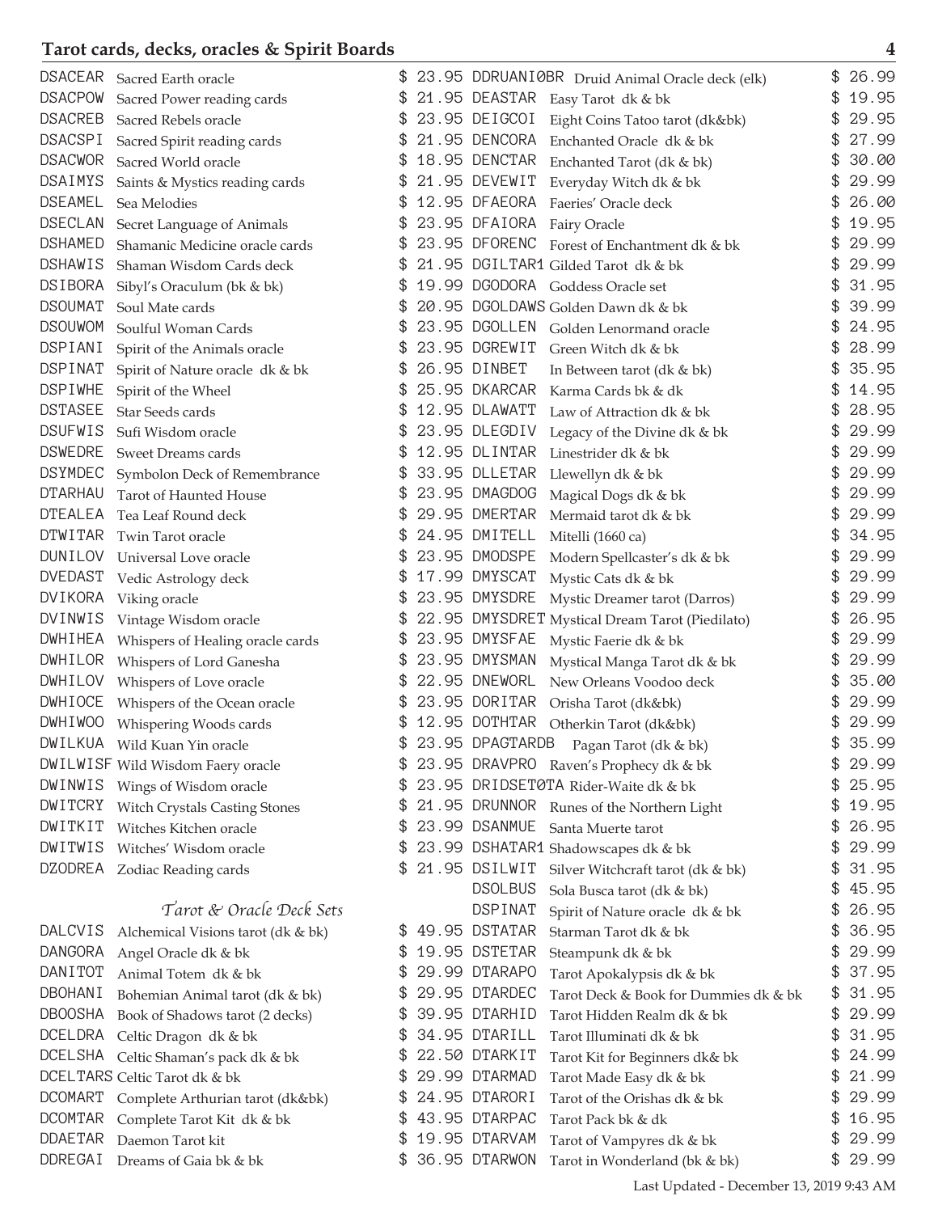## Tarot cards, decks, oracles & Spirit Boards

| Code | Item | Price |
|---|---|---|
| DSACEAR | Sacred Earth oracle | $ 23.95 |
| DSACPOW | Sacred Power reading cards | $ 21.95 |
| DSACREB | Sacred Rebels oracle | $ 23.95 |
| DSACSPI | Sacred Spirit reading cards | $ 21.95 |
| DSACWOR | Sacred World oracle | $ 18.95 |
| DSAIMYS | Saints & Mystics reading cards | $ 21.95 |
| DSEAMEL | Sea Melodies | $ 12.95 |
| DSECLAN | Secret Language of Animals | $ 23.95 |
| DSHAMED | Shamanic Medicine oracle cards | $ 23.95 |
| DSHAWIS | Shaman Wisdom Cards deck | $ 21.95 |
| DSIBORA | Sibyl's Oraculum (bk & bk) | $ 19.99 |
| DSOUMAT | Soul Mate cards | $ 20.95 |
| DSOUWOM | Soulful Woman Cards | $ 23.95 |
| DSPIANI | Spirit of the Animals oracle | $ 23.95 |
| DSPINAT | Spirit of Nature oracle dk & bk | $ 26.95 |
| DSPIWHE | Spirit of the Wheel | $ 25.95 |
| DSTASEE | Star Seeds cards | $ 12.95 |
| DSUFWIS | Sufi Wisdom oracle | $ 23.95 |
| DSWEDRE | Sweet Dreams cards | $ 12.95 |
| DSYMDEC | Symbolon Deck of Remembrance | $ 33.95 |
| DTARHAU | Tarot of Haunted House | $ 23.95 |
| DTEALEA | Tea Leaf Round deck | $ 29.95 |
| DTWITAR | Twin Tarot oracle | $ 24.95 |
| DUNILOV | Universal Love oracle | $ 23.95 |
| DVEDAST | Vedic Astrology deck | $ 17.99 |
| DVIKORA | Viking oracle | $ 23.95 |
| DVINWIS | Vintage Wisdom oracle | $ 22.95 |
| DWHIHEA | Whispers of Healing oracle cards | $ 23.95 |
| DWHILOR | Whispers of Lord Ganesha | $ 23.95 |
| DWHILOV | Whispers of Love oracle | $ 22.95 |
| DWHIOCE | Whispers of the Ocean oracle | $ 23.95 |
| DWHIWOO | Whispering Woods cards | $ 12.95 |
| DWILKUA | Wild Kuan Yin oracle | $ 23.95 |
| DWILWISF | Wild Wisdom Faery oracle | $ 23.95 |
| DWINWIS | Wings of Wisdom oracle | $ 23.95 |
| DWITCRY | Witch Crystals Casting Stones | $ 21.95 |
| DWITKIT | Witches Kitchen oracle | $ 23.99 |
| DWITWIS | Witches' Wisdom oracle | $ 23.99 |
| DZODREA | Zodiac Reading cards | $ 21.95 |

### *Tarot & Oracle Deck Sets*

| Code | Item | Price |
|---|---|---|
| DALCVIS | Alchemical Visions tarot (dk & bk) | $ 49.95 |
| DANGORA | Angel Oracle dk & bk | $ 19.95 |
| DANITOT | Animal Totem dk & bk | $ 29.99 |
| DBOHANI | Bohemian Animal tarot (dk & bk) | $ 29.95 |
| DBOOSHA | Book of Shadows tarot (2 decks) | $ 39.95 |
| DCELDRA | Celtic Dragon dk & bk | $ 34.95 |
| DCELSHA | Celtic Shaman's pack dk & bk | $ 22.50 |
| DCELTARS | Celtic Tarot dk & bk | $ 29.99 |
| DCOMART | Complete Arthurian tarot (dk&bk) | $ 24.95 |
| DCOMTAR | Complete Tarot Kit dk & bk | $ 43.95 |
| DDAETAR | Daemon Tarot kit | $ 19.95 |
| DDREGAI | Dreams of Gaia bk & bk | $ 36.95 |
| DDRUANI0BR | Druid Animal Oracle deck (elk) | $ 26.99 |
| DEASTAR | Easy Tarot dk & bk | $ 19.95 |
| DEIGCOI | Eight Coins Tatoo tarot (dk&bk) | $ 29.95 |
| DENCORA | Enchanted Oracle dk & bk | $ 27.99 |
| DENCTAR | Enchanted Tarot (dk & bk) | $ 30.00 |
| DEVEWIT | Everyday Witch dk & bk | $ 29.99 |
| DFAEORA | Faeries' Oracle deck | $ 26.00 |
| DFAIORA | Fairy Oracle | $ 19.95 |
| DFORENC | Forest of Enchantment dk & bk | $ 29.99 |
| DGILTAR1 | Gilded Tarot dk & bk | $ 29.99 |
| DGODORA | Goddess Oracle set | $ 31.95 |
| DGOLDAWS | Golden Dawn dk & bk | $ 39.99 |
| DGOLLEN | Golden Lenormand oracle | $ 24.95 |
| DGREWIT | Green Witch dk & bk | $ 28.99 |
| DINBET | In Between tarot (dk & bk) | $ 35.95 |
| DKARCAR | Karma Cards bk & dk | $ 14.95 |
| DLAWATT | Law of Attraction dk & bk | $ 28.95 |
| DLEGDIV | Legacy of the Divine dk & bk | $ 29.99 |
| DLINTAR | Linestrider dk & bk | $ 29.99 |
| DLLETAR | Llewellyn dk & bk | $ 29.99 |
| DMAGDOG | Magical Dogs dk & bk | $ 29.99 |
| DMERTAR | Mermaid tarot dk & bk | $ 29.99 |
| DMITELL | Mitelli (1660 ca) | $ 34.95 |
| DMODSPE | Modern Spellcaster's dk & bk | $ 29.99 |
| DMYSCAT | Mystic Cats dk & bk | $ 29.99 |
| DMYSDRE | Mystic Dreamer tarot (Darros) | $ 29.99 |
| DMYSDRET | Mystical Dream Tarot (Piedilato) | $ 26.95 |
| DMYSFAE | Mystic Faerie dk & bk | $ 29.99 |
| DMYSMAN | Mystical Manga Tarot dk & bk | $ 29.99 |
| DNEWORL | New Orleans Voodoo deck | $ 35.00 |
| DORITAR | Orisha Tarot (dk&bk) | $ 29.99 |
| DOTHTAR | Otherkin Tarot (dk&bk) | $ 29.99 |
| DPAGTARDB | Pagan Tarot (dk & bk) | $ 35.99 |
| DRAVPRO | Raven's Prophecy dk & bk | $ 29.99 |
| DRIDSET0TA | Rider-Waite dk & bk | $ 25.95 |
| DRUNNOR | Runes of the Northern Light | $ 19.95 |
| DSANMUE | Santa Muerte tarot | $ 26.95 |
| DSHATAR1 | Shadowscapes dk & bk | $ 29.99 |
| DSILWIT | Silver Witchcraft tarot (dk & bk) | $ 31.95 |
| DSOLBUS | Sola Busca tarot (dk & bk) | $ 45.95 |
| DSPINAT | Spirit of Nature oracle dk & bk | $ 26.95 |
| DSTATAR | Starman Tarot dk & bk | $ 36.95 |
| DSTETAR | Steampunk dk & bk | $ 29.99 |
| DTARAPO | Tarot Apokalypsis dk & bk | $ 37.95 |
| DTARDEC | Tarot Deck & Book for Dummies dk & bk | $ 31.95 |
| DTARHID | Tarot Hidden Realm dk & bk | $ 29.99 |
| DTARILL | Tarot Illuminati dk & bk | $ 31.95 |
| DTARKIT | Tarot Kit for Beginners dk& bk | $ 24.99 |
| DTARMAD | Tarot Made Easy dk & bk | $ 21.99 |
| DTARORI | Tarot of the Orishas dk & bk | $ 29.99 |
| DTARPAC | Tarot Pack bk & dk | $ 16.95 |
| DTARVAM | Tarot of Vampyres dk & bk | $ 29.99 |
| DTARWON | Tarot in Wonderland (bk & bk) | $ 29.99 |

Last Updated - December 13, 2019 9:43 AM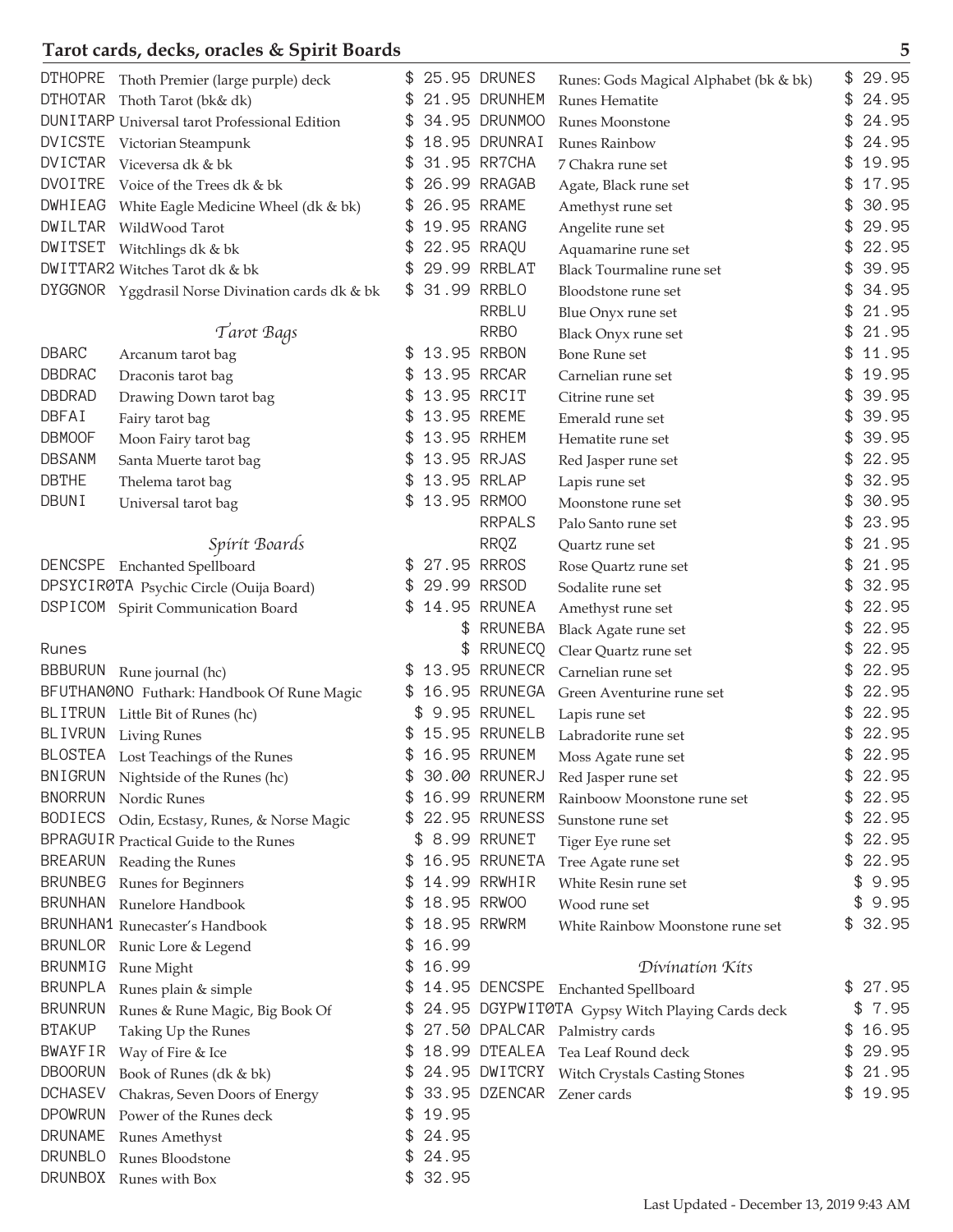| | | |
|---|---|---|
| DTHOPRE | Thoth Premier (large purple) deck | $ 25.95 |
| DTHOTAR | Thoth Tarot (bk& dk) | $ 21.95 |
| DUNITARP | Universal tarot Professional Edition | $ 34.95 |
| DVICSTE | Victorian Steampunk | $ 18.95 |
| DVICTAR | Viceversa dk & bk | $ 31.95 |
| DVOITRE | Voice of the Trees dk & bk | $ 26.99 |
| DWHIEAG | White Eagle Medicine Wheel (dk & bk) | $ 26.95 |
| DWILTAR | WildWood Tarot | $ 19.95 |
| DWITSET | Witchlings dk & bk | $ 22.95 |
| DWITTAR2 | Witches Tarot dk & bk | $ 29.99 |
| DYGGNOR | Yggdrasil Norse Divination cards dk & bk | $ 31.99 |

## *Tarot Bags*

| | | |
|---|---|---|
| DBARC | Arcanum tarot bag | $ 13.95 |
| DBDRAC | Draconis tarot bag | $ 13.95 |
| DBDRAD | Drawing Down tarot bag | $ 13.95 |
| DBFAI | Fairy tarot bag | $ 13.95 |
| DBMOOF | Moon Fairy tarot bag | $ 13.95 |
| DBSANM | Santa Muerte tarot bag | $ 13.95 |
| DBTHE | Thelema tarot bag | $ 13.95 |
| DBUNI | Universal tarot bag | $ 13.95 |

## *Spirit Boards*

| | | |
|---|---|---|
| DENCSPE | Enchanted Spellboard | $ 27.95 |
| DPSYCIR0TA | Psychic Circle (Ouija Board) | $ 29.99 |
| DSPICOM | Spirit Communication Board | $ 14.95 |

## Runes

| | | |
|---|---|---|
| BBBURUN | Rune journal (hc) | $ 13.95 |
| BFUTHAN0NO | Futhark: Handbook Of Rune Magic | $ 16.95 |
| BLITRUN | Little Bit of Runes (hc) | $ 9.95 |
| BLIVRUN | Living Runes | $ 15.95 |
| BLOSTEA | Lost Teachings of the Runes | $ 16.95 |
| BNIGRUN | Nightside of the Runes (hc) | $ 30.00 |
| BNORRUN | Nordic Runes | $ 16.99 |
| BODIECS | Odin, Ecstasy, Runes, & Norse Magic | $ 22.95 |
| BPRAGUIR | Practical Guide to the Runes | $ 8.99 |
| BREARUN | Reading the Runes | $ 16.95 |
| BRUNBEG | Runes for Beginners | $ 14.99 |
| BRUNHAN | Runelore Handbook | $ 18.95 |
| BRUNHAN1 | Runecaster's Handbook | $ 18.95 |
| BRUNLOR | Runic Lore & Legend | $ 16.99 |
| BRUNMIG | Rune Might | $ 16.99 |
| BRUNPLA | Runes plain & simple | $ 14.95 |
| BRUNRUN | Runes & Rune Magic, Big Book Of | $ 24.95 |
| BTAKUP | Taking Up the Runes | $ 27.50 |
| BWAYFIR | Way of Fire & Ice | $ 18.99 |
| DBOORUN | Book of Runes (dk & bk) | $ 24.95 |
| DCHASEV | Chakras, Seven Doors of Energy | $ 33.95 |
| DPOWRUN | Power of the Runes deck | $ 19.95 |
| DRUNAME | Runes Amethyst | $ 24.95 |
| DRUNBLO | Runes Bloodstone | $ 24.95 |
| DRUNBOX | Runes with Box | $ 32.95 |
| DRUNES | Runes: Gods Magical Alphabet (bk & bk) | $ 29.95 |
| DRUNHEM | Runes Hematite | $ 24.95 |
| DRUNMOO | Runes Moonstone | $ 24.95 |
| DRUNRAI | Runes Rainbow | $ 24.95 |
| RR7CHA | 7 Chakra rune set | $ 19.95 |
| RRAGAB | Agate, Black rune set | $ 17.95 |
| RRAME | Amethyst rune set | $ 30.95 |
| RRANG | Angelite rune set | $ 29.95 |
| RRAQU | Aquamarine rune set | $ 22.95 |
| RRBLAT | Black Tourmaline rune set | $ 39.95 |
| RRBLO | Bloodstone rune set | $ 34.95 |
| RRBLU | Blue Onyx rune set | $ 21.95 |
| RRBO | Black Onyx rune set | $ 21.95 |
| RRBON | Bone Rune set | $ 11.95 |
| RRCAR | Carnelian rune set | $ 19.95 |
| RRCIT | Citrine rune set | $ 39.95 |
| RREME | Emerald rune set | $ 39.95 |
| RRHEM | Hematite rune set | $ 39.95 |
| RRJAS | Red Jasper rune set | $ 22.95 |
| RRLAP | Lapis rune set | $ 32.95 |
| RRMOO | Moonstone rune set | $ 30.95 |
| RRPALS | Palo Santo rune set | $ 23.95 |
| RRQZ | Quartz rune set | $ 21.95 |
| RRROS | Rose Quartz rune set | $ 21.95 |
| RRSOD | Sodalite rune set | $ 32.95 |
| RRUNEA | Amethyst rune set | $ 22.95 |
| RRUNEBA | Black Agate rune set | $ 22.95 |
| RRUNECQ | Clear Quartz rune set | $ 22.95 |
| RRUNECR | Carnelian rune set | $ 22.95 |
| RRUNEGA | Green Aventurine rune set | $ 22.95 |
| RRUNEL | Lapis rune set | $ 22.95 |
| RRUNELB | Labradorite rune set | $ 22.95 |
| RRUNEM | Moss Agate rune set | $ 22.95 |
| RRUNERJ | Red Jasper rune set | $ 22.95 |
| RRUNERM | Rainboow Moonstone rune set | $ 22.95 |
| RRUNESS | Sunstone rune set | $ 22.95 |
| RRUNET | Tiger Eye rune set | $ 22.95 |
| RRUNETA | Tree Agate rune set | $ 22.95 |
| RRWHIR | White Resin rune set | $ 9.95 |
| RRWOO | Wood rune set | $ 9.95 |
| RRWRM | White Rainbow Moonstone rune set | $ 32.95 |

## *Divination Kits*

| | | |
|---|---|---|
| DENCSPE | Enchanted Spellboard | $ 27.95 |
| DGYPWIT0TA | Gypsy Witch Playing Cards deck | $ 7.95 |
| DPALCAR | Palmistry cards | $ 16.95 |
| DTEALEA | Tea Leaf Round deck | $ 29.95 |
| DWITCRY | Witch Crystals Casting Stones | $ 21.95 |
| DZENCAR | Zener cards | $ 19.95 |